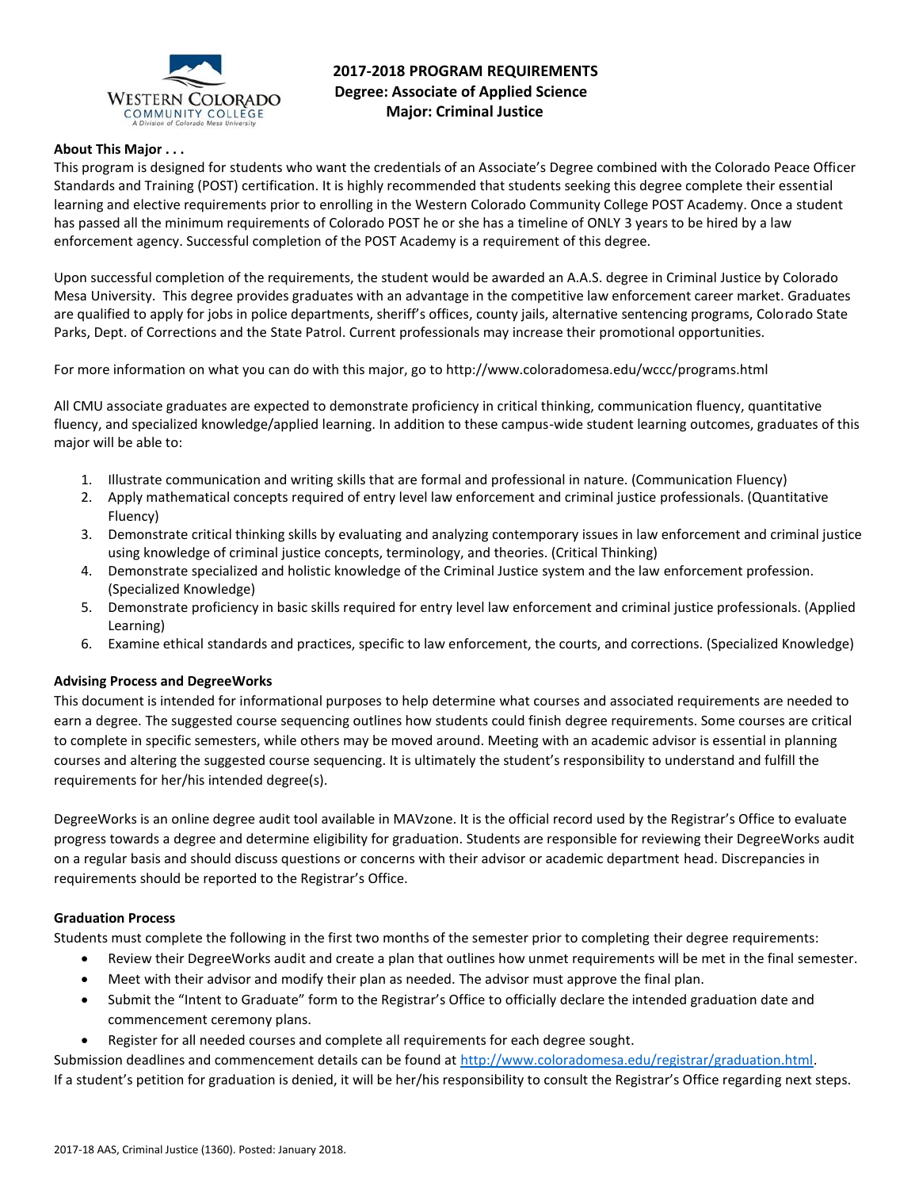# 2017-2018 PROGRAM REQUIREMENTS
## Degree: Associate of Applied Science
## Major: Criminal Justice

**About This Major . . .**

This program is designed for students who want the credentials of an Associate's Degree combined with the Colorado Peace Officer Standards and Training (POST) certification. It is highly recommended that students seeking this degree complete their essential learning and elective requirements prior to enrolling in the Western Colorado Community College POST Academy. Once a student has passed all the minimum requirements of Colorado POST he or she has a timeline of ONLY 3 years to be hired by a law enforcement agency. Successful completion of the POST Academy is a requirement of this degree.

Upon successful completion of the requirements, the student would be awarded an A.A.S. degree in Criminal Justice by Colorado Mesa University. This degree provides graduates with an advantage in the competitive law enforcement career market. Graduates are qualified to apply for jobs in police departments, sheriff's offices, county jails, alternative sentencing programs, Colorado State Parks, Dept. of Corrections and the State Patrol. Current professionals may increase their promotional opportunities.

For more information on what you can do with this major, go to http://www.coloradomesa.edu/wccc/programs.html

All CMU associate graduates are expected to demonstrate proficiency in critical thinking, communication fluency, quantitative fluency, and specialized knowledge/applied learning. In addition to these campus-wide student learning outcomes, graduates of this major will be able to:

1. Illustrate communication and writing skills that are formal and professional in nature. (Communication Fluency)
2. Apply mathematical concepts required of entry level law enforcement and criminal justice professionals. (Quantitative Fluency)
3. Demonstrate critical thinking skills by evaluating and analyzing contemporary issues in law enforcement and criminal justice using knowledge of criminal justice concepts, terminology, and theories. (Critical Thinking)
4. Demonstrate specialized and holistic knowledge of the Criminal Justice system and the law enforcement profession. (Specialized Knowledge)
5. Demonstrate proficiency in basic skills required for entry level law enforcement and criminal justice professionals. (Applied Learning)
6. Examine ethical standards and practices, specific to law enforcement, the courts, and corrections. (Specialized Knowledge)

**Advising Process and DegreeWorks**

This document is intended for informational purposes to help determine what courses and associated requirements are needed to earn a degree. The suggested course sequencing outlines how students could finish degree requirements. Some courses are critical to complete in specific semesters, while others may be moved around. Meeting with an academic advisor is essential in planning courses and altering the suggested course sequencing. It is ultimately the student's responsibility to understand and fulfill the requirements for her/his intended degree(s).

DegreeWorks is an online degree audit tool available in MAVzone. It is the official record used by the Registrar's Office to evaluate progress towards a degree and determine eligibility for graduation. Students are responsible for reviewing their DegreeWorks audit on a regular basis and should discuss questions or concerns with their advisor or academic department head. Discrepancies in requirements should be reported to the Registrar's Office.

**Graduation Process**

Students must complete the following in the first two months of the semester prior to completing their degree requirements:

- Review their DegreeWorks audit and create a plan that outlines how unmet requirements will be met in the final semester.
- Meet with their advisor and modify their plan as needed. The advisor must approve the final plan.
- Submit the "Intent to Graduate" form to the Registrar's Office to officially declare the intended graduation date and commencement ceremony plans.
- Register for all needed courses and complete all requirements for each degree sought.

Submission deadlines and commencement details can be found at http://www.coloradomesa.edu/registrar/graduation.html.
If a student's petition for graduation is denied, it will be her/his responsibility to consult the Registrar's Office regarding next steps.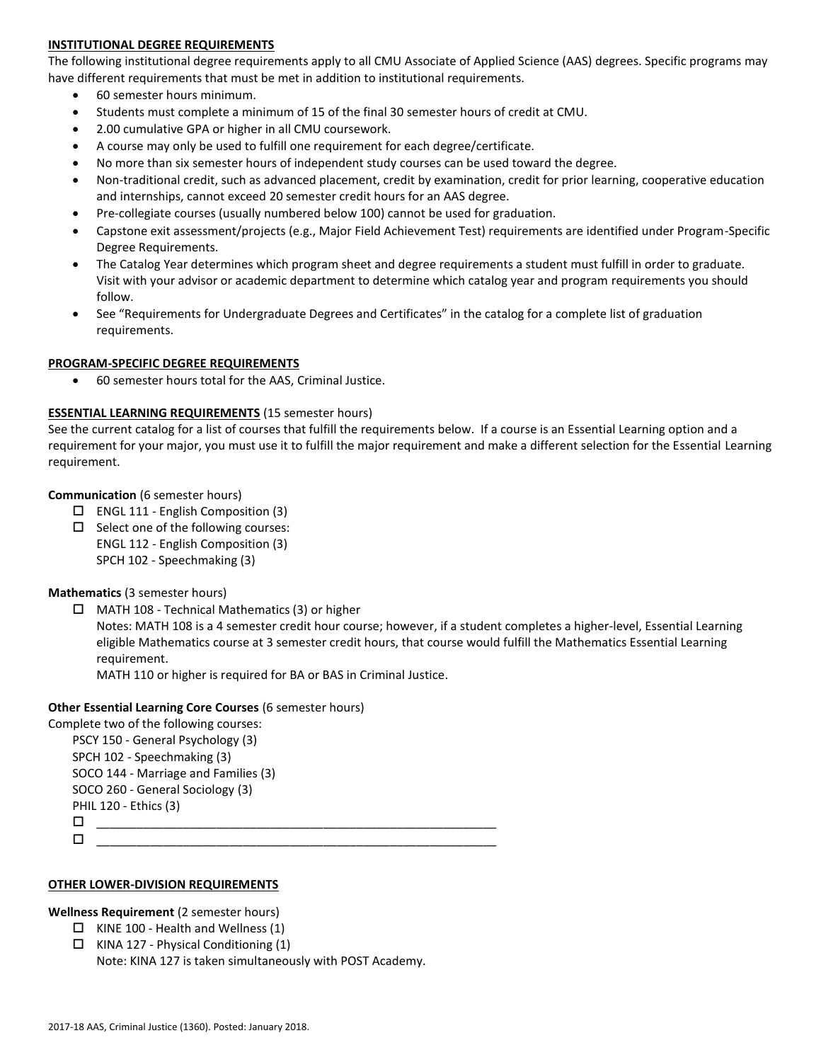## INSTITUTIONAL DEGREE REQUIREMENTS

The following institutional degree requirements apply to all CMU Associate of Applied Science (AAS) degrees. Specific programs may have different requirements that must be met in addition to institutional requirements.

- 60 semester hours minimum.
- Students must complete a minimum of 15 of the final 30 semester hours of credit at CMU.
- 2.00 cumulative GPA or higher in all CMU coursework.
- A course may only be used to fulfill one requirement for each degree/certificate.
- No more than six semester hours of independent study courses can be used toward the degree.
- Non-traditional credit, such as advanced placement, credit by examination, credit for prior learning, cooperative education and internships, cannot exceed 20 semester credit hours for an AAS degree.
- Pre-collegiate courses (usually numbered below 100) cannot be used for graduation.
- Capstone exit assessment/projects (e.g., Major Field Achievement Test) requirements are identified under Program-Specific Degree Requirements.
- The Catalog Year determines which program sheet and degree requirements a student must fulfill in order to graduate. Visit with your advisor or academic department to determine which catalog year and program requirements you should follow.
- See "Requirements for Undergraduate Degrees and Certificates" in the catalog for a complete list of graduation requirements.

## PROGRAM-SPECIFIC DEGREE REQUIREMENTS

- 60 semester hours total for the AAS, Criminal Justice.

## ESSENTIAL LEARNING REQUIREMENTS (15 semester hours)

See the current catalog for a list of courses that fulfill the requirements below. If a course is an Essential Learning option and a requirement for your major, you must use it to fulfill the major requirement and make a different selection for the Essential Learning requirement.

**Communication** (6 semester hours)

- ☐ ENGL 111 - English Composition (3)
- ☐ Select one of the following courses:
  ENGL 112 - English Composition (3)
  SPCH 102 - Speechmaking (3)

**Mathematics** (3 semester hours)

- ☐ MATH 108 - Technical Mathematics (3) or higher
  Notes: MATH 108 is a 4 semester credit hour course; however, if a student completes a higher-level, Essential Learning eligible Mathematics course at 3 semester credit hours, that course would fulfill the Mathematics Essential Learning requirement.
  MATH 110 or higher is required for BA or BAS in Criminal Justice.

**Other Essential Learning Core Courses** (6 semester hours)

Complete two of the following courses:

PSCY 150 - General Psychology (3)
SPCH 102 - Speechmaking (3)
SOCO 144 - Marriage and Families (3)
SOCO 260 - General Sociology (3)
PHIL 120 - Ethics (3)

- ☐ ____________________________________________
- ☐ ____________________________________________

## OTHER LOWER-DIVISION REQUIREMENTS

**Wellness Requirement** (2 semester hours)

- ☐ KINE 100 - Health and Wellness (1)
- ☐ KINA 127 - Physical Conditioning (1)
  Note: KINA 127 is taken simultaneously with POST Academy.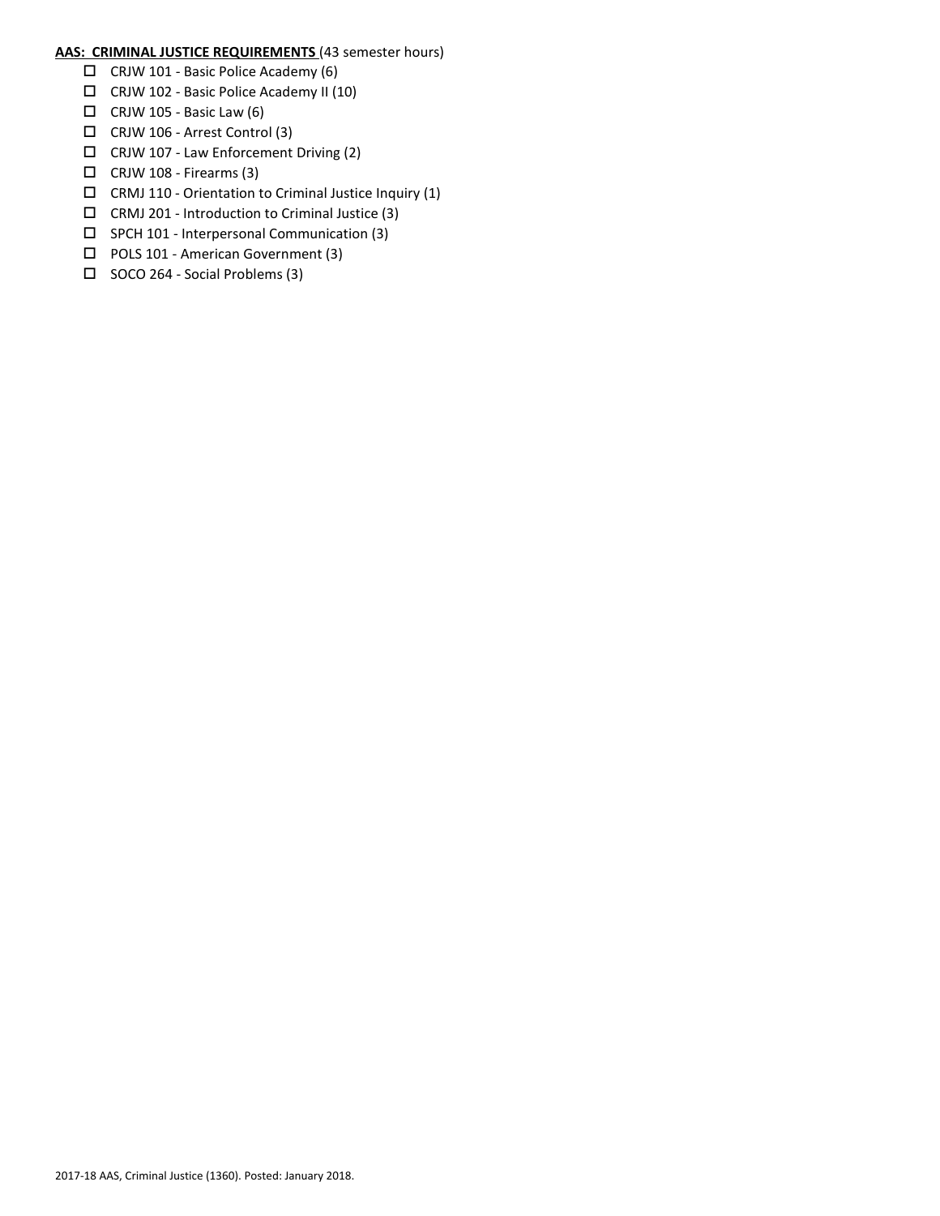**<u>AAS: CRIMINAL JUSTICE REQUIREMENTS</u>** (43 semester hours)

- ☐ CRJW 101 - Basic Police Academy (6)
- ☐ CRJW 102 - Basic Police Academy II (10)
- ☐ CRJW 105 - Basic Law (6)
- ☐ CRJW 106 - Arrest Control (3)
- ☐ CRJW 107 - Law Enforcement Driving (2)
- ☐ CRJW 108 - Firearms (3)
- ☐ CRMJ 110 - Orientation to Criminal Justice Inquiry (1)
- ☐ CRMJ 201 - Introduction to Criminal Justice (3)
- ☐ SPCH 101 - Interpersonal Communication (3)
- ☐ POLS 101 - American Government (3)
- ☐ SOCO 264 - Social Problems (3)

2017-18 AAS, Criminal Justice (1360). Posted: January 2018.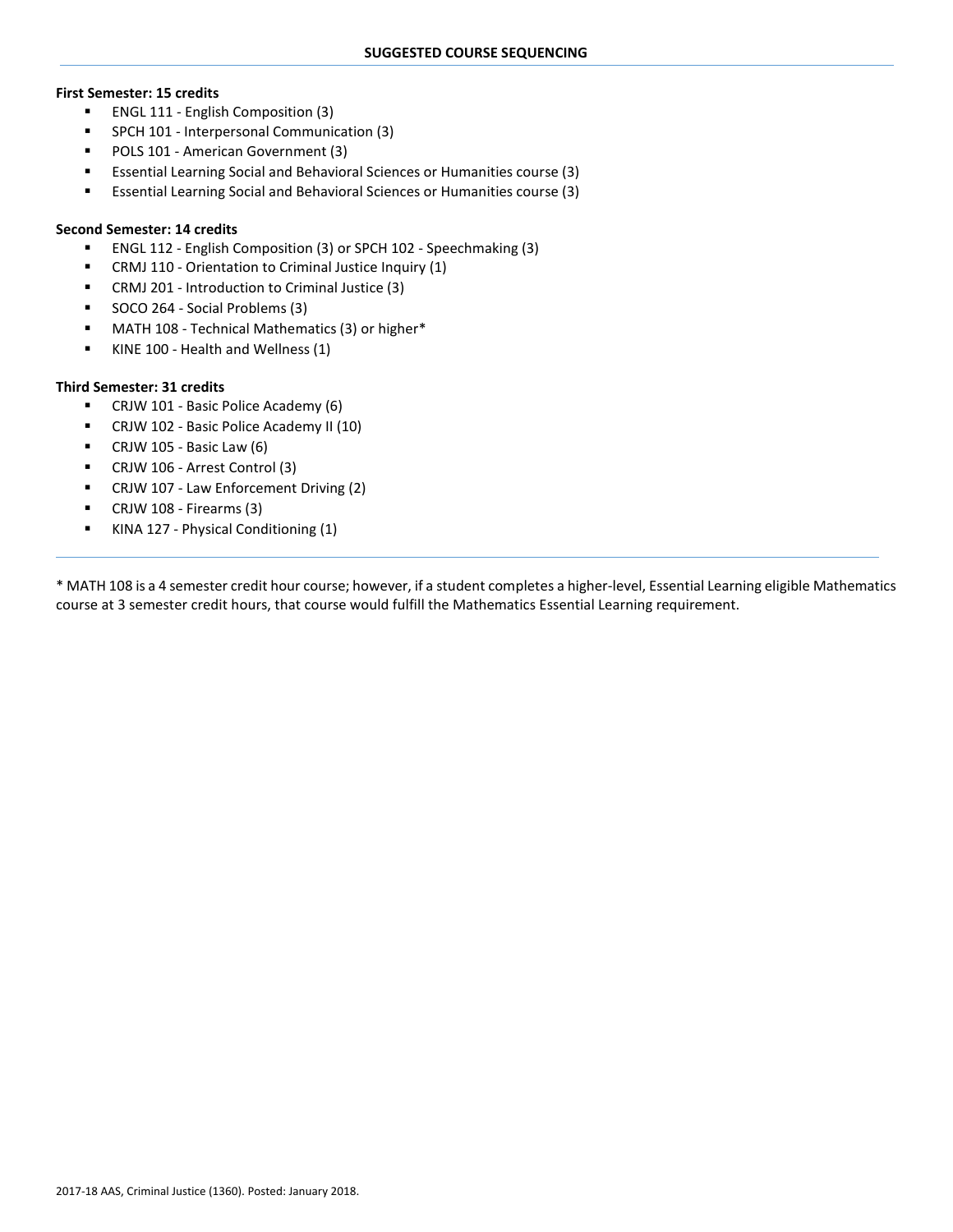## SUGGESTED COURSE SEQUENCING

**First Semester: 15 credits**

- ENGL 111 - English Composition (3)
- SPCH 101 - Interpersonal Communication (3)
- POLS 101 - American Government (3)
- Essential Learning Social and Behavioral Sciences or Humanities course (3)
- Essential Learning Social and Behavioral Sciences or Humanities course (3)

**Second Semester: 14 credits**

- ENGL 112 - English Composition (3) or SPCH 102 - Speechmaking (3)
- CRMJ 110 - Orientation to Criminal Justice Inquiry (1)
- CRMJ 201 - Introduction to Criminal Justice (3)
- SOCO 264 - Social Problems (3)
- MATH 108 - Technical Mathematics (3) or higher*
- KINE 100 - Health and Wellness (1)

**Third Semester: 31 credits**

- CRJW 101 - Basic Police Academy (6)
- CRJW 102 - Basic Police Academy II (10)
- CRJW 105 - Basic Law (6)
- CRJW 106 - Arrest Control (3)
- CRJW 107 - Law Enforcement Driving (2)
- CRJW 108 - Firearms (3)
- KINA 127 - Physical Conditioning (1)

---

* MATH 108 is a 4 semester credit hour course; however, if a student completes a higher-level, Essential Learning eligible Mathematics course at 3 semester credit hours, that course would fulfill the Mathematics Essential Learning requirement.

2017-18 AAS, Criminal Justice (1360). Posted: January 2018.